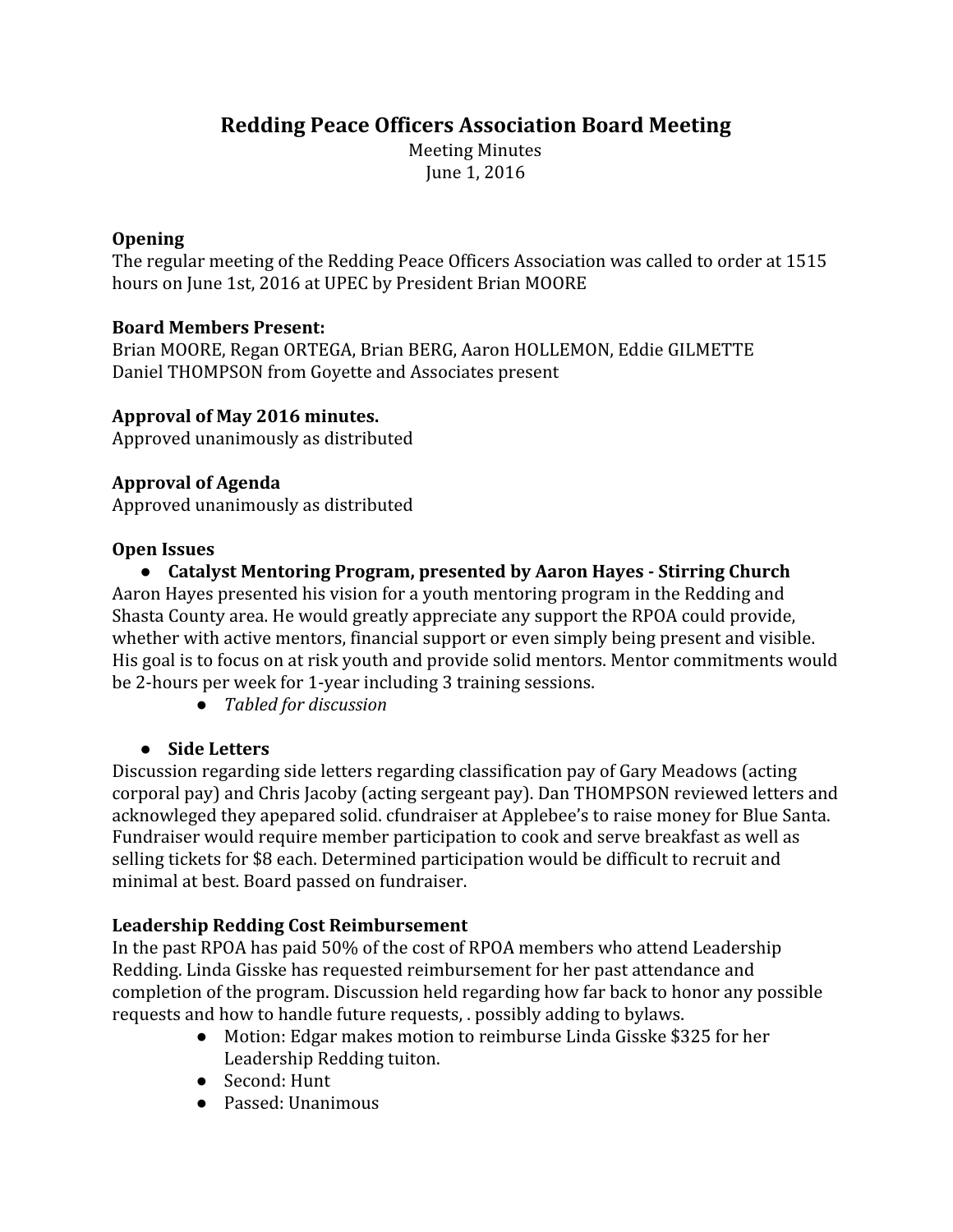# Redding Peace Officers Association Board Meeting

Meeting Minutes
June 1, 2016

**Opening**
The regular meeting of the Redding Peace Officers Association was called to order at 1515 hours on June 1st, 2016 at UPEC by President Brian MOORE

**Board Members Present:**
Brian MOORE, Regan ORTEGA, Brian BERG, Aaron HOLLEMON, Eddie GILMETTE
Daniel THOMPSON from Goyette and Associates present

**Approval of May 2016 minutes.**
Approved unanimously as distributed

**Approval of Agenda**
Approved unanimously as distributed

**Open Issues**

- **Catalyst Mentoring Program, presented by Aaron Hayes - Stirring Church**

Aaron Hayes presented his vision for a youth mentoring program in the Redding and Shasta County area. He would greatly appreciate any support the RPOA could provide, whether with active mentors, financial support or even simply being present and visible. His goal is to focus on at risk youth and provide solid mentors. Mentor commitments would be 2-hours per week for 1-year including 3 training sessions.

  - *Tabled for discussion*

- **Side Letters**

Discussion regarding side letters regarding classification pay of Gary Meadows (acting corporal pay) and Chris Jacoby (acting sergeant pay). Dan THOMPSON reviewed letters and acknowleged they apepared solid. cfundraiser at Applebee's to raise money for Blue Santa. Fundraiser would require member participation to cook and serve breakfast as well as selling tickets for $8 each. Determined participation would be difficult to recruit and minimal at best. Board passed on fundraiser.

**Leadership Redding Cost Reimbursement**
In the past RPOA has paid 50% of the cost of RPOA members who attend Leadership Redding. Linda Gisske has requested reimbursement for her past attendance and completion of the program. Discussion held regarding how far back to honor any possible requests and how to handle future requests, . possibly adding to bylaws.

- Motion: Edgar makes motion to reimburse Linda Gisske $325 for her Leadership Redding tuiton.
- Second: Hunt
- Passed: Unanimous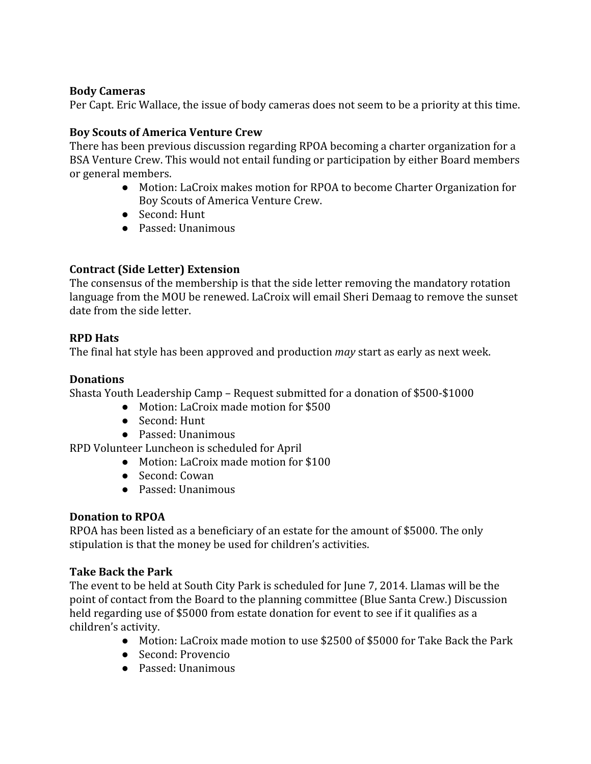**Body Cameras**
Per Capt. Eric Wallace, the issue of body cameras does not seem to be a priority at this time.

**Boy Scouts of America Venture Crew**
There has been previous discussion regarding RPOA becoming a charter organization for a BSA Venture Crew. This would not entail funding or participation by either Board members or general members.

- Motion: LaCroix makes motion for RPOA to become Charter Organization for Boy Scouts of America Venture Crew.
- Second: Hunt
- Passed: Unanimous

**Contract (Side Letter) Extension**
The consensus of the membership is that the side letter removing the mandatory rotation language from the MOU be renewed. LaCroix will email Sheri Demaag to remove the sunset date from the side letter.

**RPD Hats**
The final hat style has been approved and production *may* start as early as next week.

**Donations**
Shasta Youth Leadership Camp – Request submitted for a donation of $500-$1000

- Motion: LaCroix made motion for $500
- Second: Hunt
- Passed: Unanimous

RPD Volunteer Luncheon is scheduled for April

- Motion: LaCroix made motion for $100
- Second: Cowan
- Passed: Unanimous

**Donation to RPOA**
RPOA has been listed as a beneficiary of an estate for the amount of $5000. The only stipulation is that the money be used for children's activities.

**Take Back the Park**
The event to be held at South City Park is scheduled for June 7, 2014. Llamas will be the point of contact from the Board to the planning committee (Blue Santa Crew.) Discussion held regarding use of $5000 from estate donation for event to see if it qualifies as a children's activity.

- Motion: LaCroix made motion to use $2500 of $5000 for Take Back the Park
- Second: Provencio
- Passed: Unanimous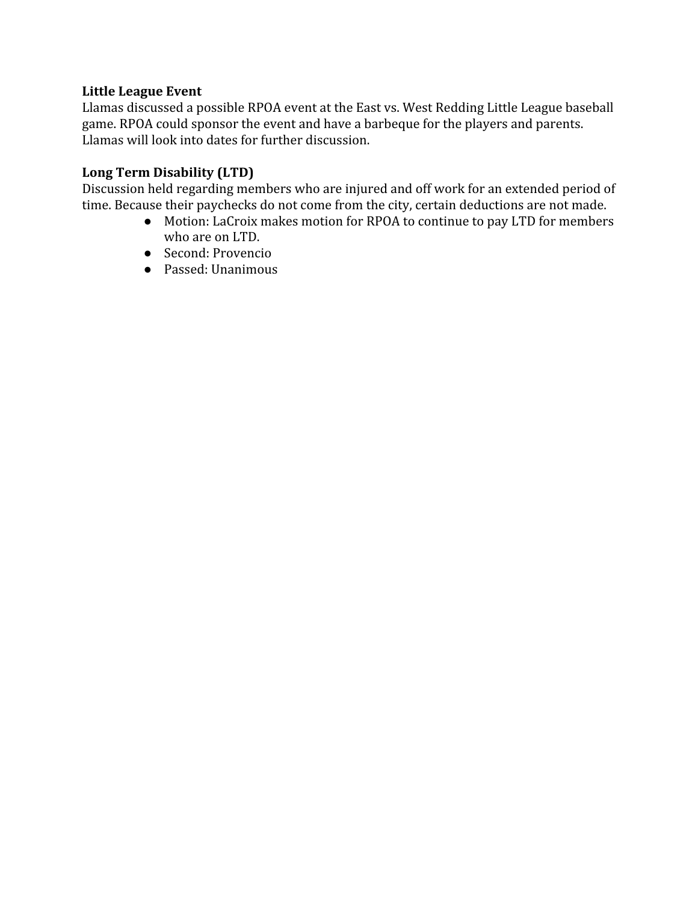**Little League Event**

Llamas discussed a possible RPOA event at the East vs. West Redding Little League baseball game. RPOA could sponsor the event and have a barbeque for the players and parents. Llamas will look into dates for further discussion.

**Long Term Disability (LTD)**

Discussion held regarding members who are injured and off work for an extended period of time. Because their paychecks do not come from the city, certain deductions are not made.

- Motion: LaCroix makes motion for RPOA to continue to pay LTD for members who are on LTD.
- Second: Provencio
- Passed: Unanimous